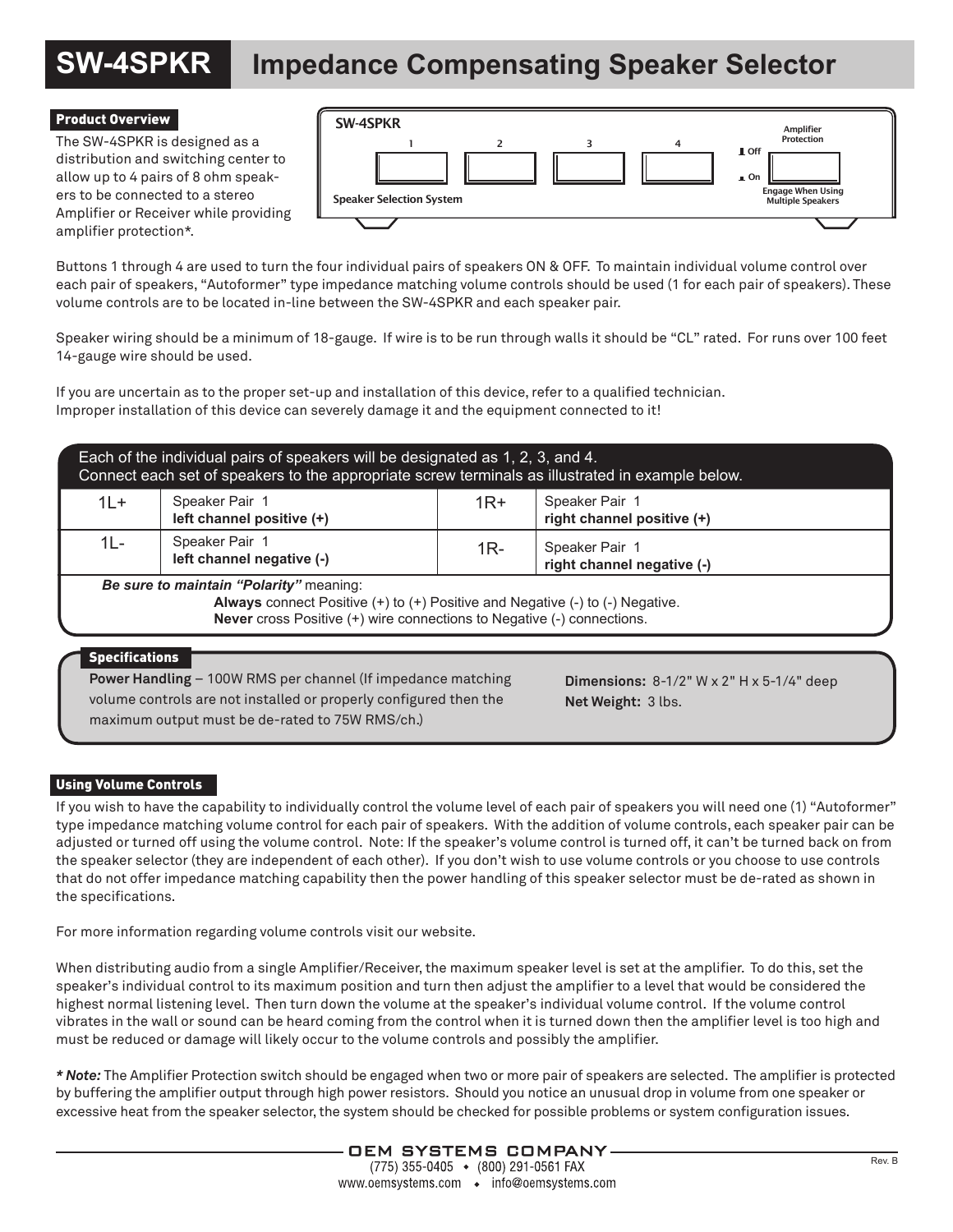# SW-4SPKR Impedance Compensating Speaker Selector

## Product Overview

The SW-4SPKR is designed as a distribution and switching center to allow up to 4 pairs of 8 ohm speakers to be connected to a stereo Amplifier or Receiver while providing amplifier protection*.

SW-4SPKR

1 2 3 4

Speaker Selection System

Amplifier Protection

Off

On

Engage When Using Multiple Speakers

Buttons 1 through 4 are used to turn the four individual pairs of speakers ON & OFF. To maintain individual volume control over each pair of speakers, "Autoformer" type impedance matching volume controls should be used (1 for each pair of speakers). These volume controls are to be located in-line between the SW-4SPKR and each speaker pair.

Speaker wiring should be a minimum of 18-gauge. If wire is to be run through walls it should be "CL" rated. For runs over 100 feet 14-gauge wire should be used.

If you are uncertain as to the proper set-up and installation of this device, refer to a qualified technician.
Improper installation of this device can severely damage it and the equipment connected to it!

Each of the individual pairs of speakers will be designated as 1, 2, 3, and 4.
Connect each set of speakers to the appropriate screw terminals as illustrated in example below.

| | | | |
|---|---|---|---|
| 1L+ | Speaker Pair 1 **left channel positive (+)** | 1R+ | Speaker Pair 1 **right channel positive (+)** |
| 1L- | Speaker Pair 1 **left channel negative (-)** | 1R- | Speaker Pair 1 **right channel negative (-)** |

***Be sure to maintain "Polarity"*** meaning:
**Always** connect Positive (+) to (+) Positive and Negative (-) to (-) Negative.
**Never** cross Positive (+) wire connections to Negative (-) connections.

## Specifications

**Power Handling** – 100W RMS per channel (If impedance matching volume controls are not installed or properly configured then the maximum output must be de-rated to 75W RMS/ch.)

**Dimensions:** 8-1/2" W x 2" H x 5-1/4" deep
**Net Weight:** 3 lbs.

## Using Volume Controls

If you wish to have the capability to individually control the volume level of each pair of speakers you will need one (1) "Autoformer" type impedance matching volume control for each pair of speakers. With the addition of volume controls, each speaker pair can be adjusted or turned off using the volume control. Note: If the speaker's volume control is turned off, it can't be turned back on from the speaker selector (they are independent of each other). If you don't wish to use volume controls or you choose to use controls that do not offer impedance matching capability then the power handling of this speaker selector must be de-rated as shown in the specifications.

For more information regarding volume controls visit our website.

When distributing audio from a single Amplifier/Receiver, the maximum speaker level is set at the amplifier. To do this, set the speaker's individual control to its maximum position and turn then adjust the amplifier to a level that would be considered the highest normal listening level. Then turn down the volume at the speaker's individual volume control. If the volume control vibrates in the wall or sound can be heard coming from the control when it is turned down then the amplifier level is too high and must be reduced or damage will likely occur to the volume controls and possibly the amplifier.

***\* Note:*** The Amplifier Protection switch should be engaged when two or more pair of speakers are selected. The amplifier is protected by buffering the amplifier output through high power resistors. Should you notice an unusual drop in volume from one speaker or excessive heat from the speaker selector, the system should be checked for possible problems or system configuration issues.

OEM SYSTEMS COMPANY
(775) 355-0405 • (800) 291-0561 FAX
www.oemsystems.com • info@oemsystems.com

Rev. B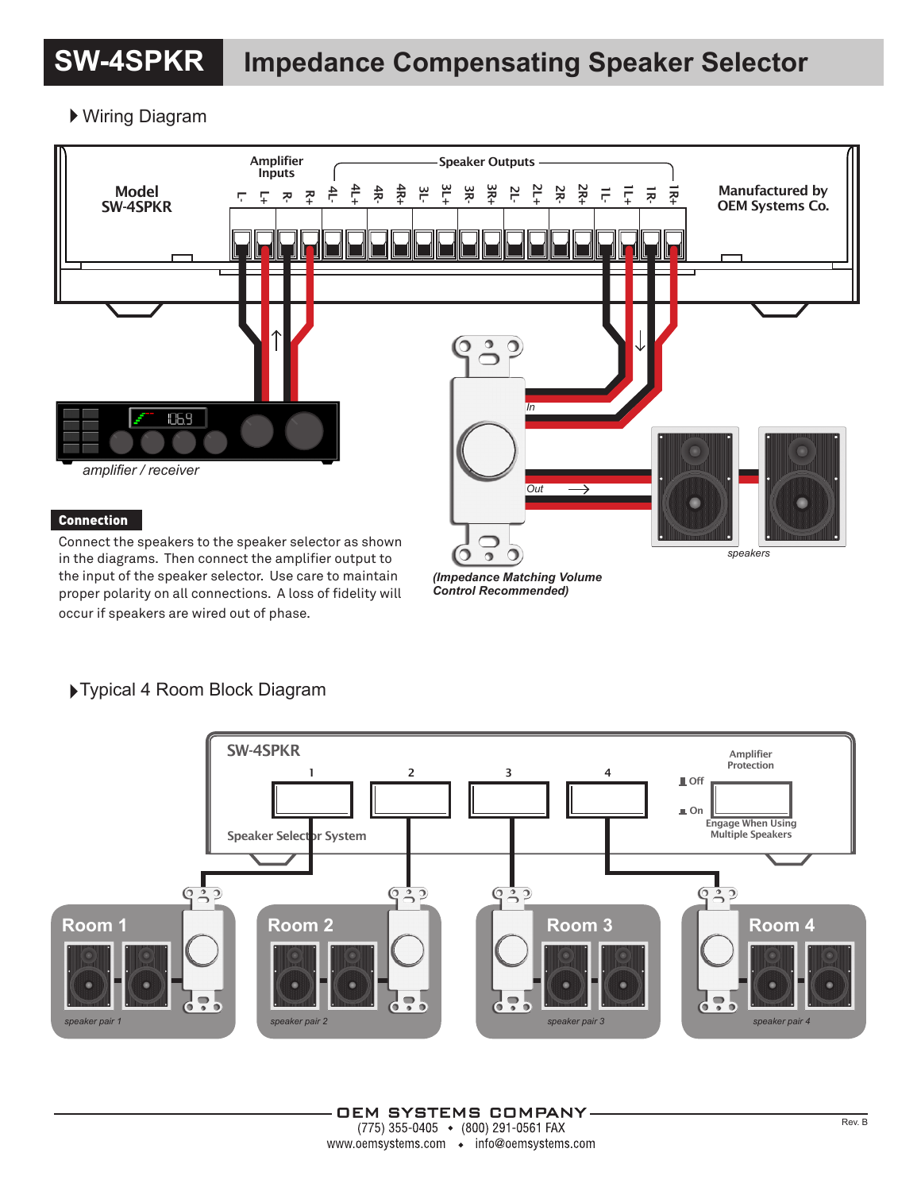# SW-4SPKR Impedance Compensating Speaker Selector

## Wiring Diagram

Model SW-4SPKR

Amplifier Inputs

L- L+ R- R+

Speaker Outputs

4L- 4L+ 4R- 4R+ 3L- 3L+ 3R- 3R+ 2L- 2L+ 2R- 2R+ 1L- 1L+ 1R- 1R+

Manufactured by OEM Systems Co.

amplifier / receiver

In

Out

speakers

*(Impedance Matching Volume Control Recommended)*

**Connection**

Connect the speakers to the speaker selector as shown in the diagrams. Then connect the amplifier output to the input of the speaker selector. Use care to maintain proper polarity on all connections. A loss of fidelity will occur if speakers are wired out of phase.

## Typical 4 Room Block Diagram

SW-4SPKR

1 2 3 4

Speaker Selector System

Amplifier Protection

Off

On

Engage When Using Multiple Speakers

Room 1 — speaker pair 1

Room 2 — speaker pair 2

Room 3 — speaker pair 3

Room 4 — speaker pair 4

OEM SYSTEMS COMPANY

(775) 355-0405 • (800) 291-0561 FAX

www.oemsystems.com • info@oemsystems.com

Rev. B